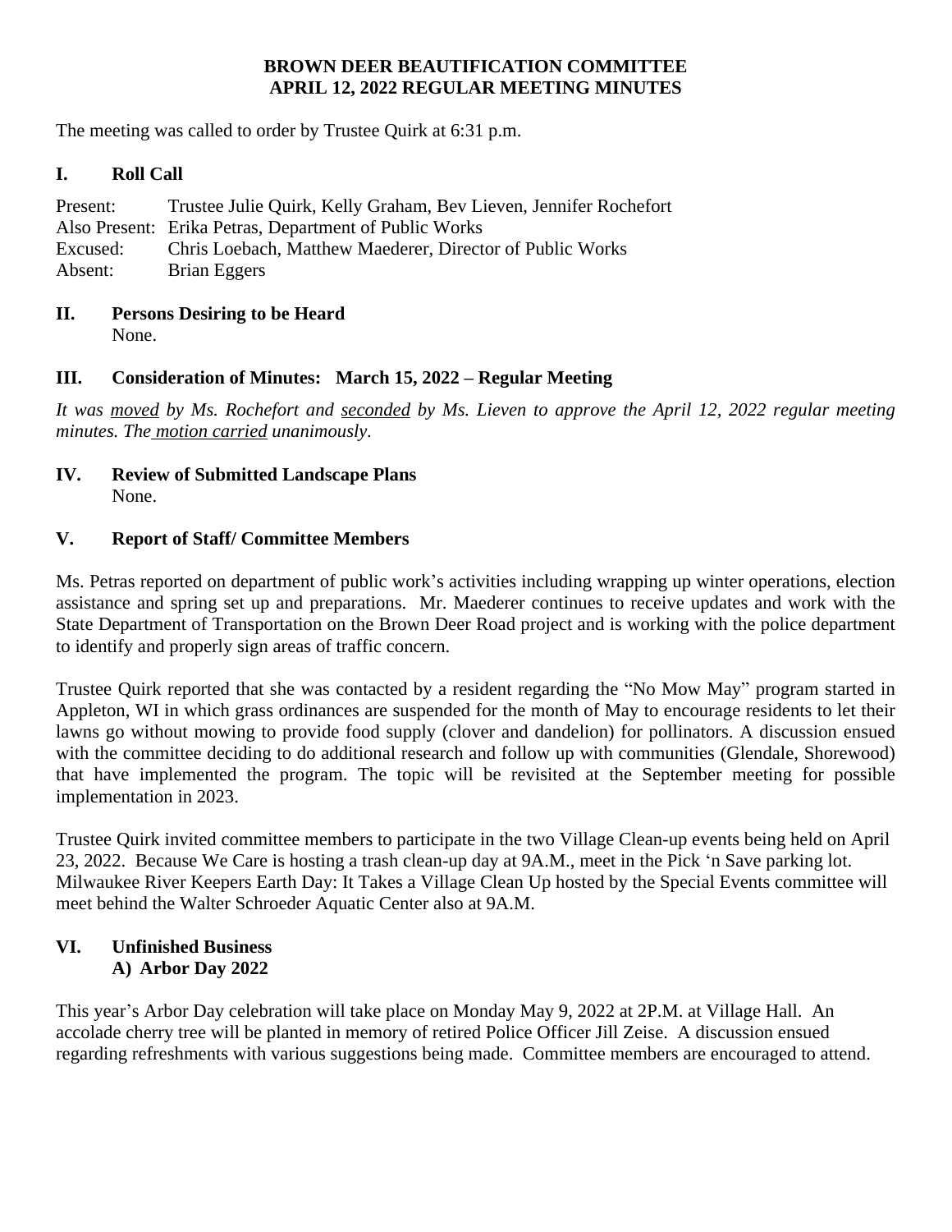# BROWN DEER BEAUTIFICATION COMMITTEE
## APRIL 12, 2022 REGULAR MEETING MINUTES

The meeting was called to order by Trustee Quirk at 6:31 p.m.

### I. Roll Call

Present: Trustee Julie Quirk, Kelly Graham, Bev Lieven, Jennifer Rochefort
Also Present: Erika Petras, Department of Public Works
Excused: Chris Loebach, Matthew Maederer, Director of Public Works
Absent: Brian Eggers

### II. Persons Desiring to be Heard

None.

### III. Consideration of Minutes: March 15, 2022 – Regular Meeting

*It was moved by Ms. Rochefort and seconded by Ms. Lieven to approve the April 12, 2022 regular meeting minutes. The motion carried unanimously.*

### IV. Review of Submitted Landscape Plans

None.

### V. Report of Staff/ Committee Members

Ms. Petras reported on department of public work's activities including wrapping up winter operations, election assistance and spring set up and preparations. Mr. Maederer continues to receive updates and work with the State Department of Transportation on the Brown Deer Road project and is working with the police department to identify and properly sign areas of traffic concern.

Trustee Quirk reported that she was contacted by a resident regarding the "No Mow May" program started in Appleton, WI in which grass ordinances are suspended for the month of May to encourage residents to let their lawns go without mowing to provide food supply (clover and dandelion) for pollinators. A discussion ensued with the committee deciding to do additional research and follow up with communities (Glendale, Shorewood) that have implemented the program. The topic will be revisited at the September meeting for possible implementation in 2023.

Trustee Quirk invited committee members to participate in the two Village Clean-up events being held on April 23, 2022. Because We Care is hosting a trash clean-up day at 9A.M., meet in the Pick 'n Save parking lot. Milwaukee River Keepers Earth Day: It Takes a Village Clean Up hosted by the Special Events committee will meet behind the Walter Schroeder Aquatic Center also at 9A.M.

### VI. Unfinished Business

#### A) Arbor Day 2022

This year's Arbor Day celebration will take place on Monday May 9, 2022 at 2P.M. at Village Hall. An accolade cherry tree will be planted in memory of retired Police Officer Jill Zeise. A discussion ensued regarding refreshments with various suggestions being made. Committee members are encouraged to attend.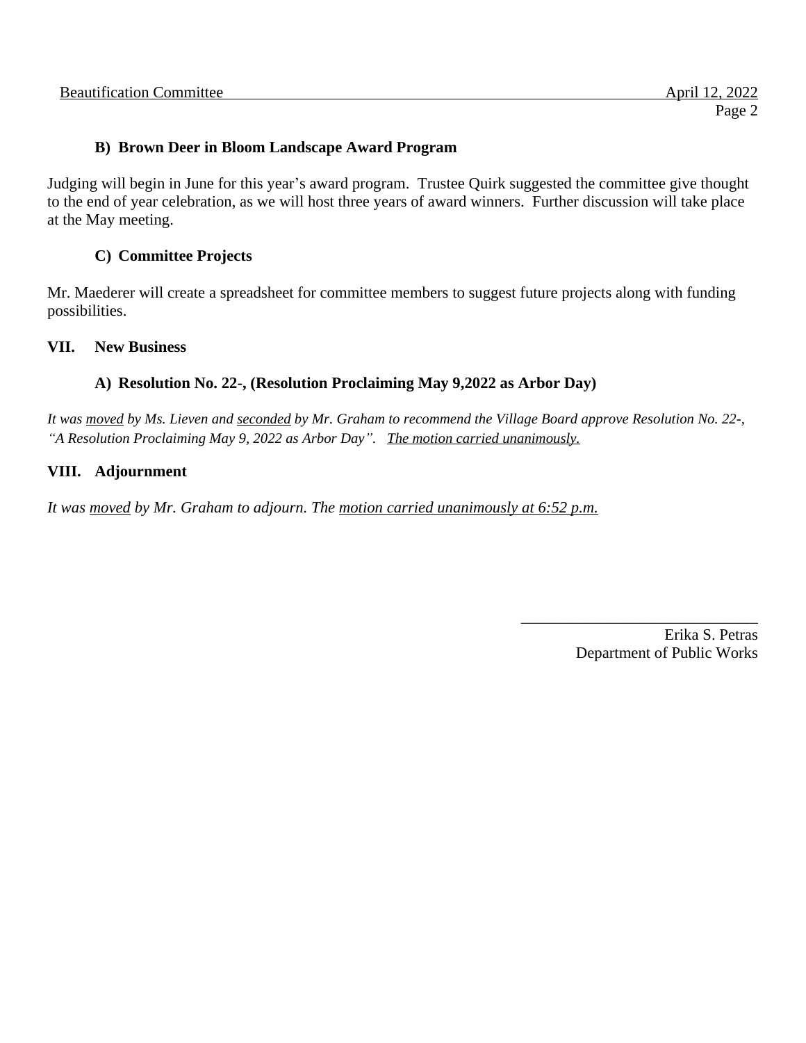### B) Brown Deer in Bloom Landscape Award Program

Judging will begin in June for this year's award program. Trustee Quirk suggested the committee give thought to the end of year celebration, as we will host three years of award winners. Further discussion will take place at the May meeting.

### C) Committee Projects

Mr. Maederer will create a spreadsheet for committee members to suggest future projects along with funding possibilities.

## VII. New Business

### A) Resolution No. 22-, (Resolution Proclaiming May 9,2022 as Arbor Day)

*It was moved by Ms. Lieven and seconded by Mr. Graham to recommend the Village Board approve Resolution No. 22-, "A Resolution Proclaiming May 9, 2022 as Arbor Day". The motion carried unanimously.*

## VIII. Adjournment

*It was moved by Mr. Graham to adjourn. The motion carried unanimously at 6:52 p.m.*

\_\_\_\_\_\_\_\_\_\_\_\_\_\_\_\_\_\_\_\_\_\_\_\_\_\_\_\_\_\_

Erika S. Petras
Department of Public Works